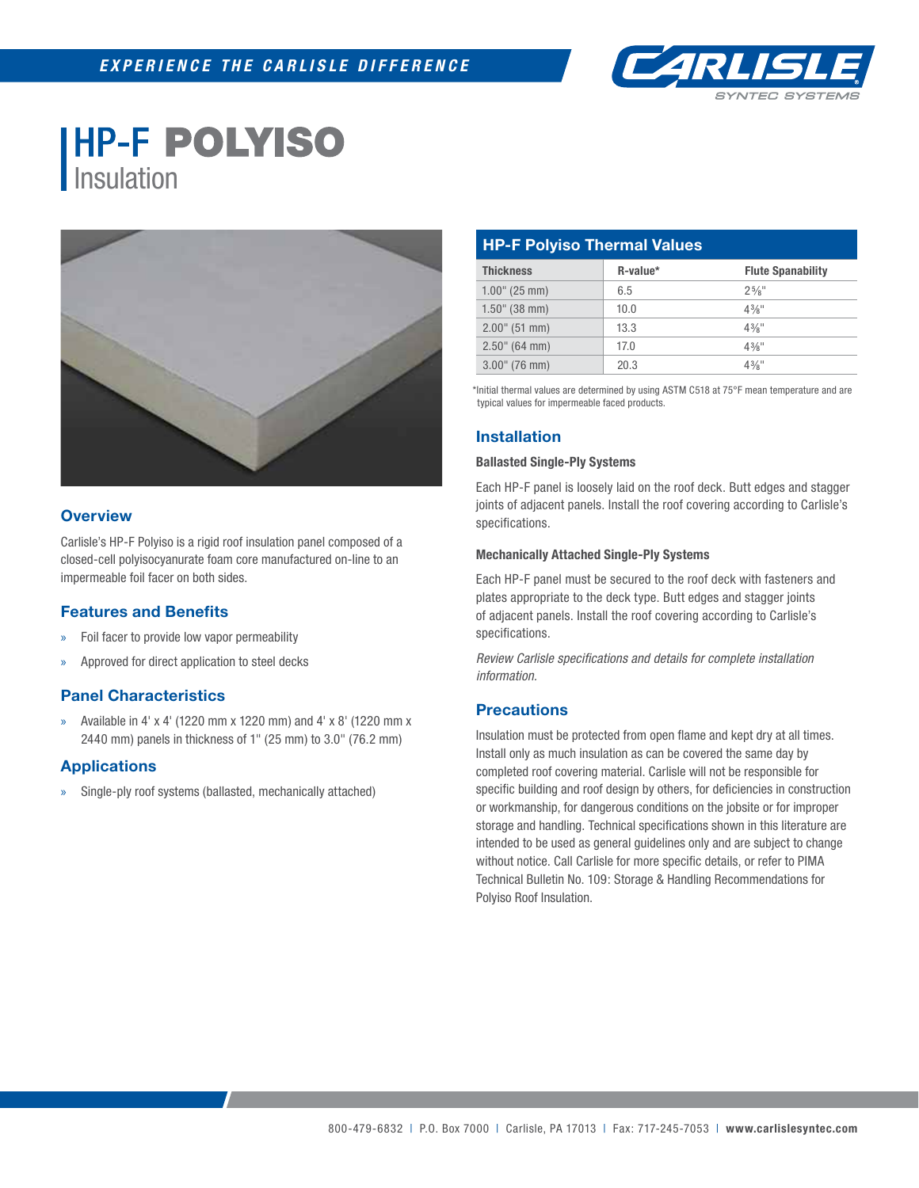EXPERIENCE THE CARLISLE DIFFERENCE

# HP-F POLYISO Insulation

## Overview

Carlisle's HP-F Polyiso is a rigid roof insulation panel composed of a closed-cell polyisocyanurate foam core manufactured on-line to an impermeable foil facer on both sides.

## Features and Benefits

- Foil facer to provide low vapor permeability
- Approved for direct application to steel decks

## Panel Characteristics

- Available in 4' x 4' (1220 mm x 1220 mm) and 4' x 8' (1220 mm x 2440 mm) panels in thickness of 1" (25 mm) to 3.0" (76.2 mm)

## Applications

- Single-ply roof systems (ballasted, mechanically attached)

## HP-F Polyiso Thermal Values

| Thickness | R-value* | Flute Spanability |
|---|---|---|
| 1.00" (25 mm) | 6.5 | 2⅝" |
| 1.50" (38 mm) | 10.0 | 4⅜" |
| 2.00" (51 mm) | 13.3 | 4⅜" |
| 2.50" (64 mm) | 17.0 | 4⅜" |
| 3.00" (76 mm) | 20.3 | 4⅜" |

*Initial thermal values are determined by using ASTM C518 at 75°F mean temperature and are typical values for impermeable faced products.

## Installation

### Ballasted Single-Ply Systems

Each HP-F panel is loosely laid on the roof deck. Butt edges and stagger joints of adjacent panels. Install the roof covering according to Carlisle's specifications.

### Mechanically Attached Single-Ply Systems

Each HP-F panel must be secured to the roof deck with fasteners and plates appropriate to the deck type. Butt edges and stagger joints of adjacent panels. Install the roof covering according to Carlisle's specifications.

*Review Carlisle specifications and details for complete installation information.*

## Precautions

Insulation must be protected from open flame and kept dry at all times. Install only as much insulation as can be covered the same day by completed roof covering material. Carlisle will not be responsible for specific building and roof design by others, for deficiencies in construction or workmanship, for dangerous conditions on the jobsite or for improper storage and handling. Technical specifications shown in this literature are intended to be used as general guidelines only and are subject to change without notice. Call Carlisle for more specific details, or refer to PIMA Technical Bulletin No. 109: Storage & Handling Recommendations for Polyiso Roof Insulation.

800-479-6832 | P.O. Box 7000 | Carlisle, PA 17013 | Fax: 717-245-7053 | **www.carlislesyntec.com**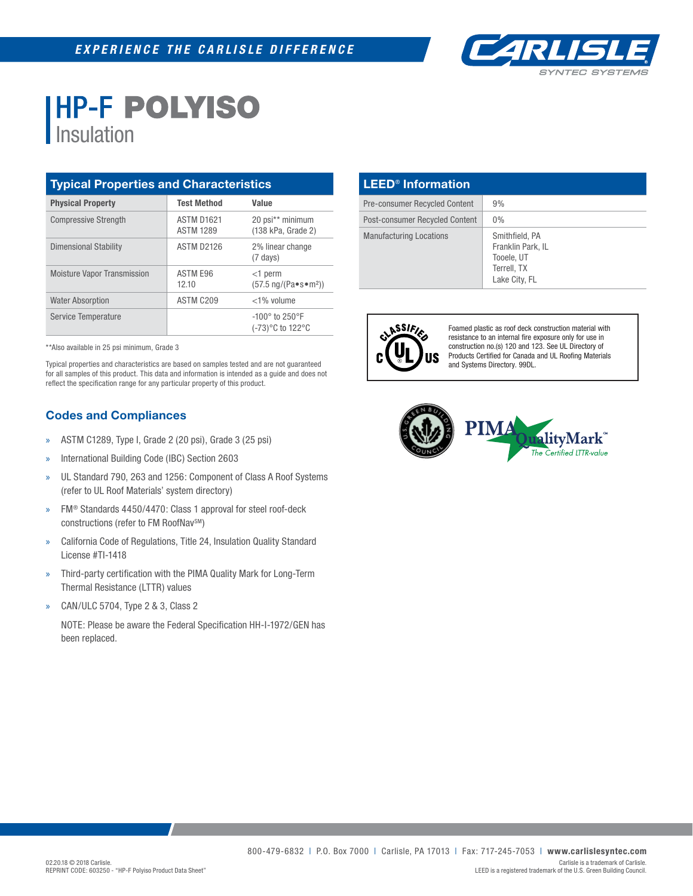# HP-F POLYISO Insulation

## Typical Properties and Characteristics

| Physical Property | Test Method | Value |
|---|---|---|
| Compressive Strength | ASTM D1621 ASTM 1289 | 20 psi** minimum (138 kPa, Grade 2) |
| Dimensional Stability | ASTM D2126 | 2% linear change (7 days) |
| Moisture Vapor Transmission | ASTM E96 12.10 | <1 perm (57.5 ng/(Pa•s•m²)) |
| Water Absorption | ASTM C209 | <1% volume |
| Service Temperature | | -100° to 250°F (-73)°C to 122°C |

**Also available in 25 psi minimum, Grade 3

Typical properties and characteristics are based on samples tested and are not guaranteed for all samples of this product. This data and information is intended as a guide and does not reflect the specification range for any particular property of this product.

## Codes and Compliances

- ASTM C1289, Type I, Grade 2 (20 psi), Grade 3 (25 psi)
- International Building Code (IBC) Section 2603
- UL Standard 790, 263 and 1256: Component of Class A Roof Systems (refer to UL Roof Materials' system directory)
- FM® Standards 4450/4470: Class 1 approval for steel roof-deck constructions (refer to FM RoofNav℠)
- California Code of Regulations, Title 24, Insulation Quality Standard License #TI-1418
- Third-party certification with the PIMA Quality Mark for Long-Term Thermal Resistance (LTTR) values
- CAN/ULC 5704, Type 2 & 3, Class 2

NOTE: Please be aware the Federal Specification HH-I-1972/GEN has been replaced.

## LEED® Information

| | |
|---|---|
| Pre-consumer Recycled Content | 9% |
| Post-consumer Recycled Content | 0% |
| Manufacturing Locations | Smithfield, PA<br>Franklin Park, IL<br>Tooele, UT<br>Terrell, TX<br>Lake City, FL |

Foamed plastic as roof deck construction material with resistance to an internal fire exposure only for use in construction no.(s) 120 and 123. See UL Directory of Products Certified for Canada and UL Roofing Materials and Systems Directory. 99DL.

PIMA QualityMark℠ The Certified LTTR-value

800-479-6832 | P.O. Box 7000 | Carlisle, PA 17013 | Fax: 717-245-7053 | www.carlislesyntec.com

02.20.18 © 2018 Carlisle.
REPRINT CODE: 603250 - "HP-F Polyiso Product Data Sheet"

Carlisle is a trademark of Carlisle.
LEED is a registered trademark of the U.S. Green Building Council.